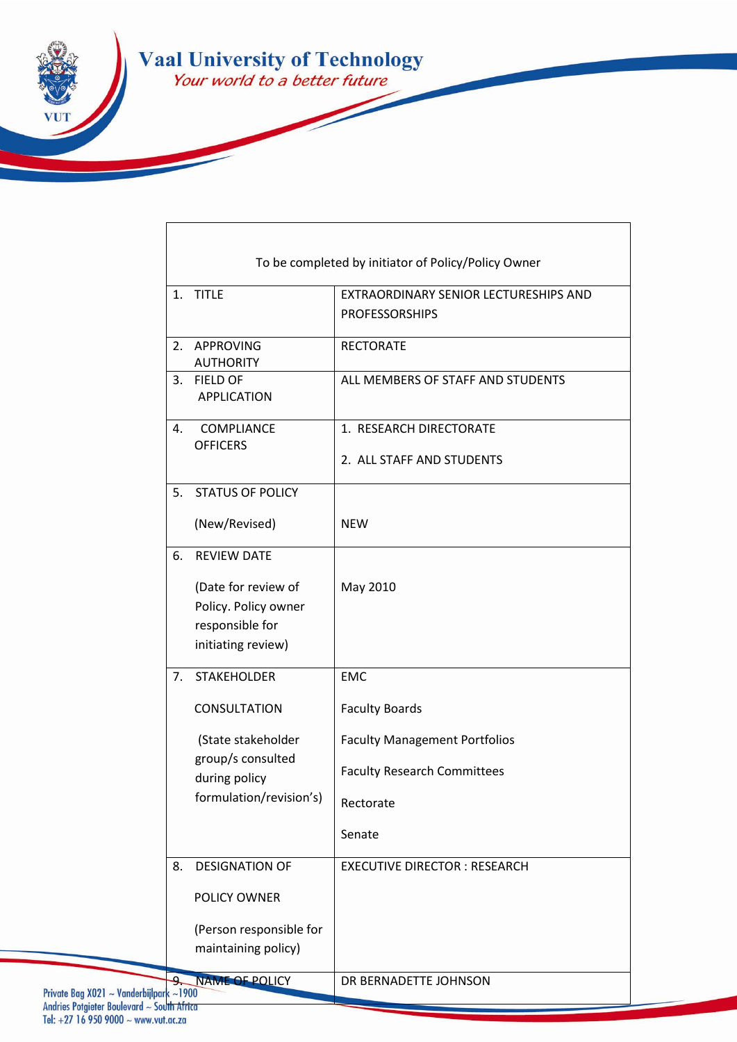# Vaal University of Technology

*Your world to a better future*

| To be completed by initiator of Policy/Policy Owner | |
|---|---|
| 1. TITLE | EXTRAORDINARY SENIOR LECTURESHIPS AND PROFESSORSHIPS |
| 2. APPROVING AUTHORITY | RECTORATE |
| 3. FIELD OF APPLICATION | ALL MEMBERS OF STAFF AND STUDENTS |
| 4. COMPLIANCE OFFICERS | 1. RESEARCH DIRECTORATE<br>2. ALL STAFF AND STUDENTS |
| 5. STATUS OF POLICY<br>(New/Revised) | NEW |
| 6. REVIEW DATE<br>(Date for review of Policy. Policy owner responsible for initiating review) | May 2010 |
| 7. STAKEHOLDER CONSULTATION<br>(State stakeholder group/s consulted during policy formulation/revision's) | EMC<br>Faculty Boards<br>Faculty Management Portfolios<br>Faculty Research Committees<br>Rectorate<br>Senate |
| 8. DESIGNATION OF POLICY OWNER<br>(Person responsible for maintaining policy) | EXECUTIVE DIRECTOR : RESEARCH |
| 9. NAME OF POLICY | DR BERNADETTE JOHNSON |

Private Bag X021 ~ Vanderbijlpark ~1900
Andries Potgieter Boulevard ~ South Africa
Tel: +27 16 950 9000 ~ www.vut.ac.za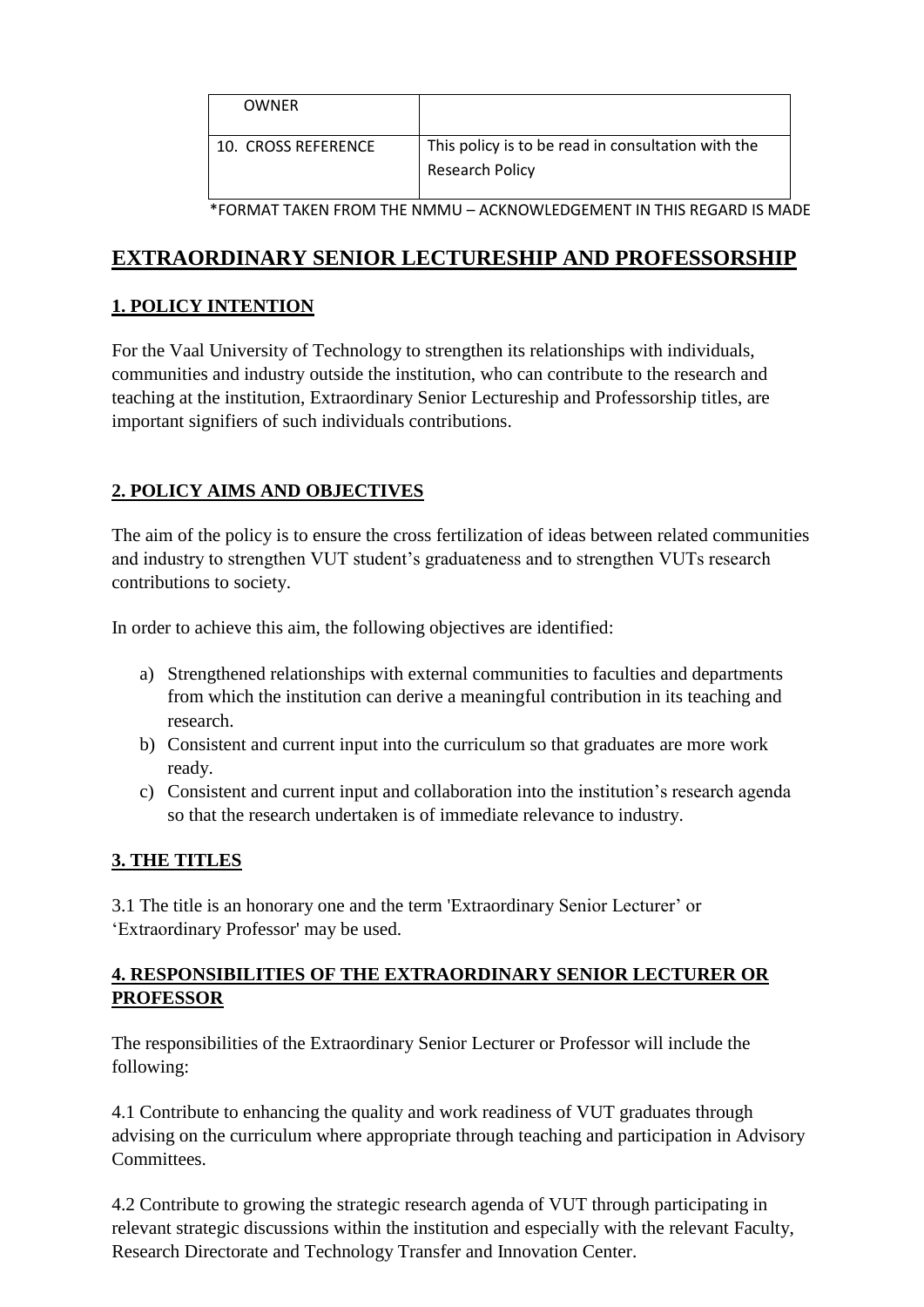| OWNER | |
| --- | --- |
| 10. CROSS REFERENCE | This policy is to be read in consultation with the Research Policy |

*FORMAT TAKEN FROM THE NMMU – ACKNOWLEDGEMENT IN THIS REGARD IS MADE

# EXTRAORDINARY SENIOR LECTURESHIP AND PROFESSORSHIP

## 1. POLICY INTENTION

For the Vaal University of Technology to strengthen its relationships with individuals, communities and industry outside the institution, who can contribute to the research and teaching at the institution, Extraordinary Senior Lectureship and Professorship titles, are important signifiers of such individuals contributions.

## 2. POLICY AIMS AND OBJECTIVES

The aim of the policy is to ensure the cross fertilization of ideas between related communities and industry to strengthen VUT student's graduateness and to strengthen VUTs research contributions to society.

In order to achieve this aim, the following objectives are identified:

a) Strengthened relationships with external communities to faculties and departments from which the institution can derive a meaningful contribution in its teaching and research.
b) Consistent and current input into the curriculum so that graduates are more work ready.
c) Consistent and current input and collaboration into the institution's research agenda so that the research undertaken is of immediate relevance to industry.

## 3. THE TITLES

3.1 The title is an honorary one and the term 'Extraordinary Senior Lecturer' or 'Extraordinary Professor' may be used.

## 4. RESPONSIBILITIES OF THE EXTRAORDINARY SENIOR LECTURER OR PROFESSOR

The responsibilities of the Extraordinary Senior Lecturer or Professor will include the following:

4.1 Contribute to enhancing the quality and work readiness of VUT graduates through advising on the curriculum where appropriate through teaching and participation in Advisory Committees.

4.2 Contribute to growing the strategic research agenda of VUT through participating in relevant strategic discussions within the institution and especially with the relevant Faculty, Research Directorate and Technology Transfer and Innovation Center.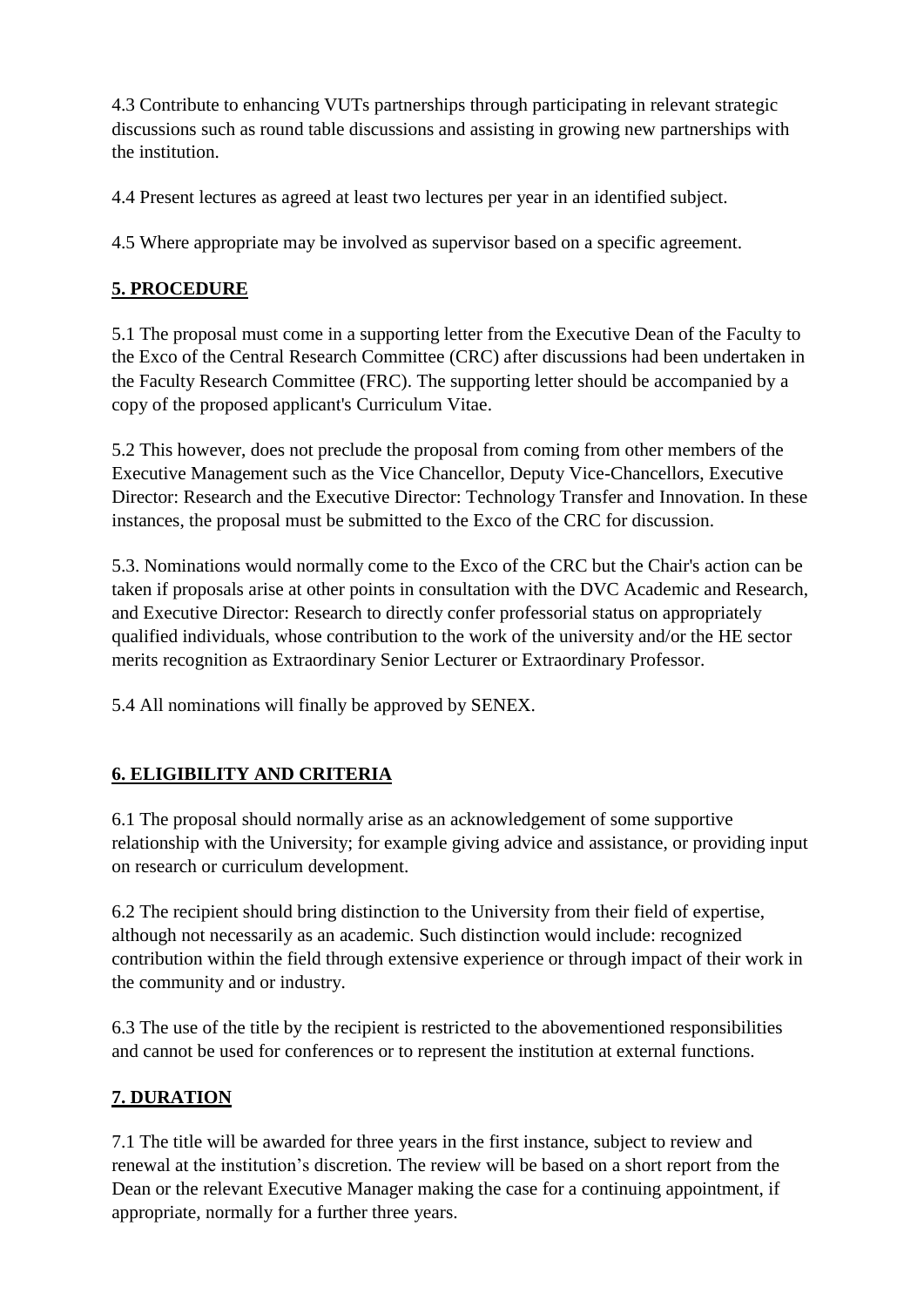4.3 Contribute to enhancing VUTs partnerships through participating in relevant strategic discussions such as round table discussions and assisting in growing new partnerships with the institution.

4.4 Present lectures as agreed at least two lectures per year in an identified subject.

4.5 Where appropriate may be involved as supervisor based on a specific agreement.

## 5. PROCEDURE

5.1 The proposal must come in a supporting letter from the Executive Dean of the Faculty to the Exco of the Central Research Committee (CRC) after discussions had been undertaken in the Faculty Research Committee (FRC). The supporting letter should be accompanied by a copy of the proposed applicant's Curriculum Vitae.

5.2 This however, does not preclude the proposal from coming from other members of the Executive Management such as the Vice Chancellor, Deputy Vice-Chancellors, Executive Director: Research and the Executive Director: Technology Transfer and Innovation. In these instances, the proposal must be submitted to the Exco of the CRC for discussion.

5.3. Nominations would normally come to the Exco of the CRC but the Chair's action can be taken if proposals arise at other points in consultation with the DVC Academic and Research, and Executive Director: Research to directly confer professorial status on appropriately qualified individuals, whose contribution to the work of the university and/or the HE sector merits recognition as Extraordinary Senior Lecturer or Extraordinary Professor.

5.4 All nominations will finally be approved by SENEX.

## 6. ELIGIBILITY AND CRITERIA

6.1 The proposal should normally arise as an acknowledgement of some supportive relationship with the University; for example giving advice and assistance, or providing input on research or curriculum development.

6.2 The recipient should bring distinction to the University from their field of expertise, although not necessarily as an academic. Such distinction would include: recognized contribution within the field through extensive experience or through impact of their work in the community and or industry.

6.3 The use of the title by the recipient is restricted to the abovementioned responsibilities and cannot be used for conferences or to represent the institution at external functions.

## 7. DURATION

7.1 The title will be awarded for three years in the first instance, subject to review and renewal at the institution's discretion. The review will be based on a short report from the Dean or the relevant Executive Manager making the case for a continuing appointment, if appropriate, normally for a further three years.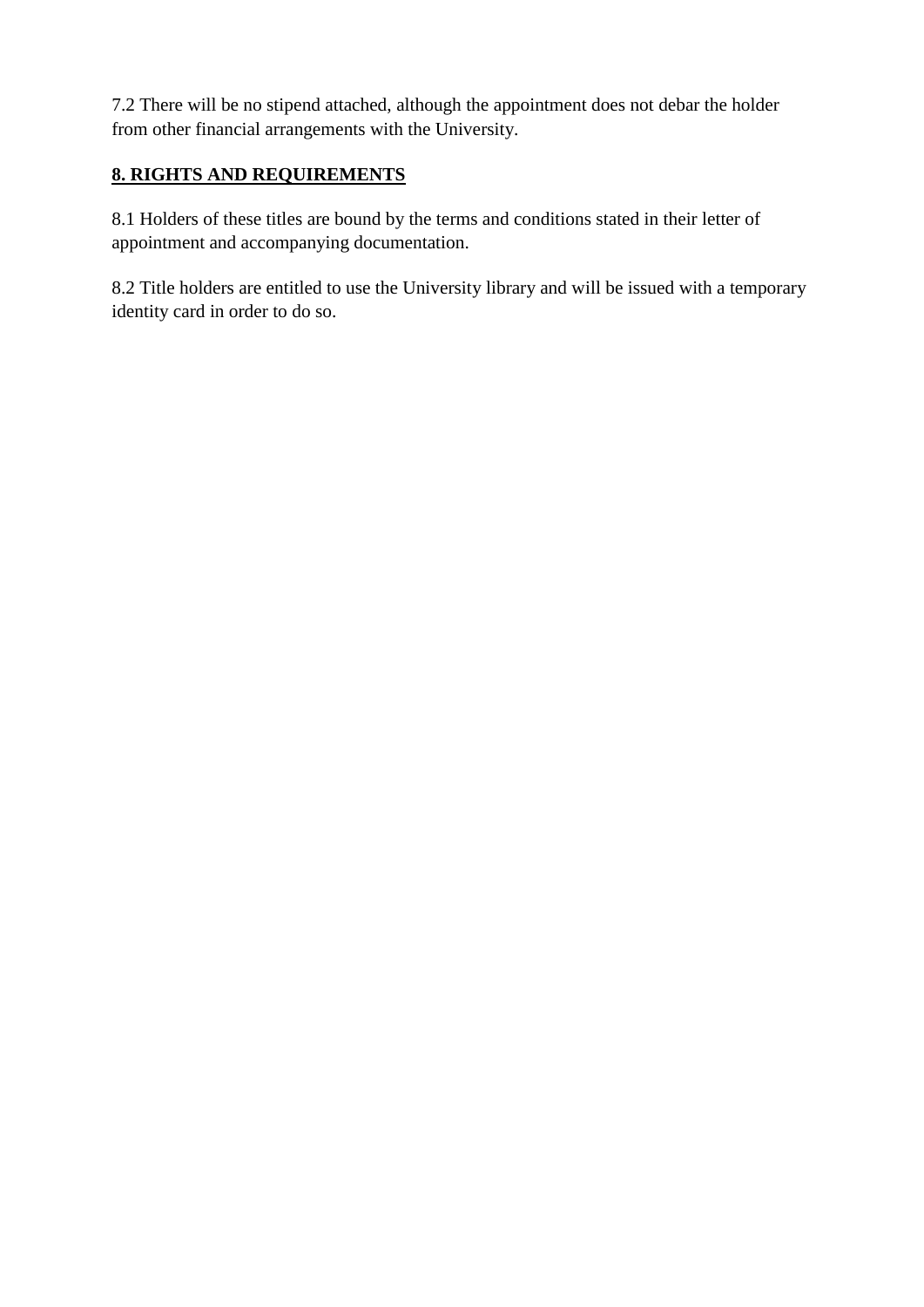7.2 There will be no stipend attached, although the appointment does not debar the holder from other financial arrangements with the University.

## 8. RIGHTS AND REQUIREMENTS

8.1 Holders of these titles are bound by the terms and conditions stated in their letter of appointment and accompanying documentation.

8.2 Title holders are entitled to use the University library and will be issued with a temporary identity card in order to do so.